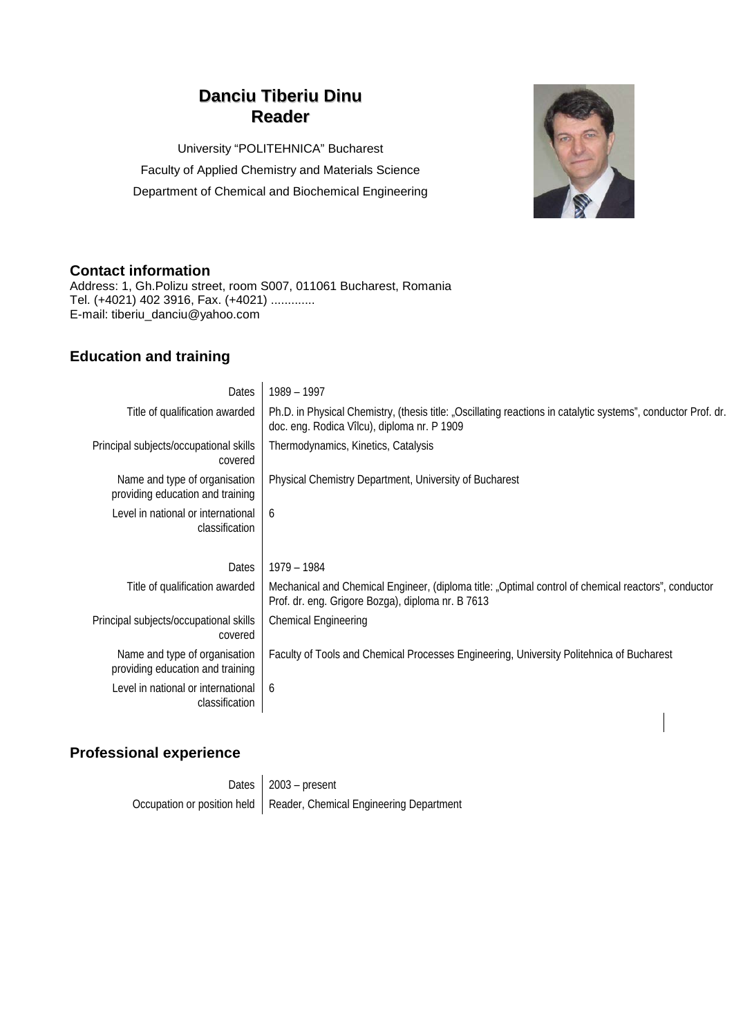# Danciu Tiberiu Dinu
## Reader

University "POLITEHNICA" Bucharest

Faculty of Applied Chemistry and Materials Science

Department of Chemical and Biochemical Engineering

## Contact information

Address: 1, Gh.Polizu street, room S007, 011061 Bucharest, Romania
Tel. (+4021) 402 3916, Fax. (+4021) .............
E-mail: tiberiu_danciu@yahoo.com

## Education and training

| | |
|---|---|
| Dates | 1989 – 1997 |
| Title of qualification awarded | Ph.D. in Physical Chemistry, (thesis title: „Oscillating reactions in catalytic systems", conductor Prof. dr. doc. eng. Rodica Vîlcu), diploma nr. P 1909 |
| Principal subjects/occupational skills covered | Thermodynamics, Kinetics, Catalysis |
| Name and type of organisation providing education and training | Physical Chemistry Department, University of Bucharest |
| Level in national or international classification | 6 |
| | |
| Dates | 1979 – 1984 |
| Title of qualification awarded | Mechanical and Chemical Engineer, (diploma title: „Optimal control of chemical reactors", conductor Prof. dr. eng. Grigore Bozga), diploma nr. B 7613 |
| Principal subjects/occupational skills covered | Chemical Engineering |
| Name and type of organisation providing education and training | Faculty of Tools and Chemical Processes Engineering, University Politehnica of Bucharest |
| Level in national or international classification | 6 |

## Professional experience

| | |
|---|---|
| Dates | 2003 – present |
| Occupation or position held | Reader, Chemical Engineering Department |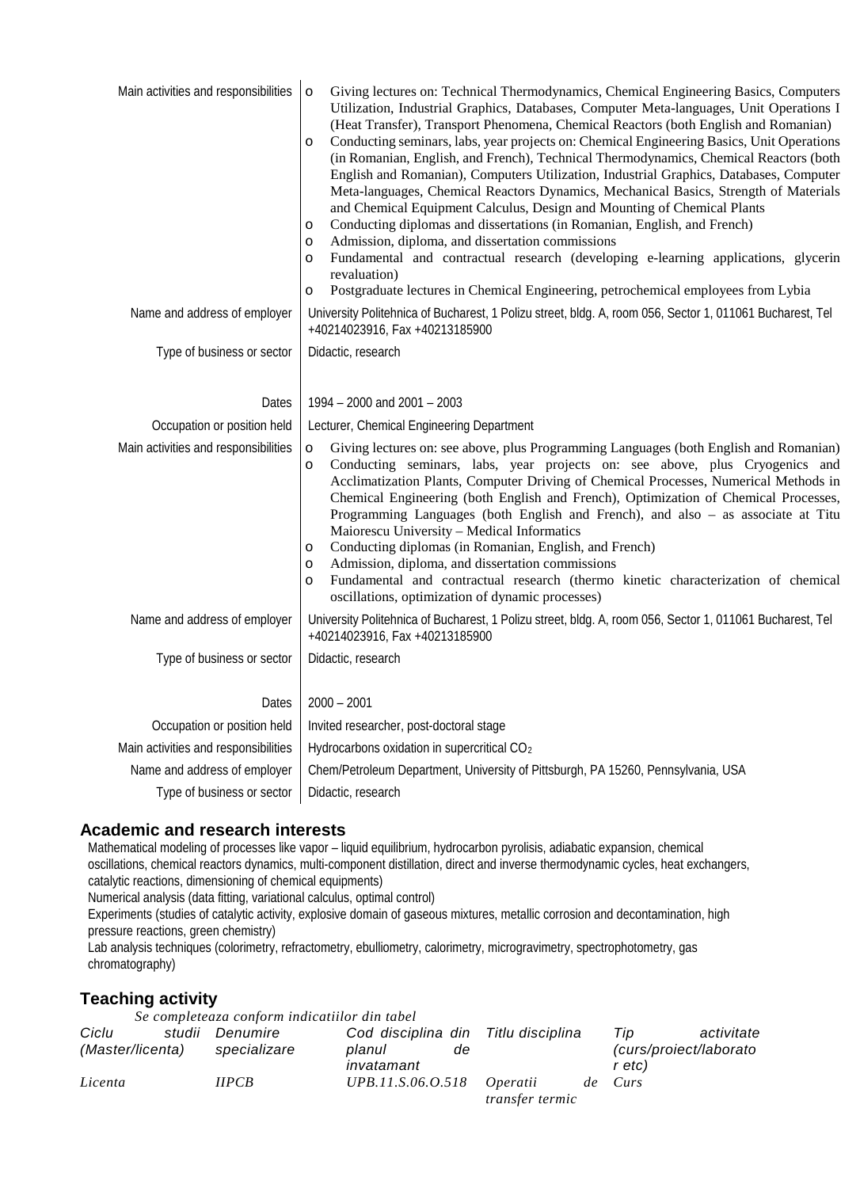| | |
|---|---|
| Main activities and responsibilities | - Giving lectures on: Technical Thermodynamics, Chemical Engineering Basics, Computers Utilization, Industrial Graphics, Databases, Computer Meta-languages, Unit Operations I (Heat Transfer), Transport Phenomena, Chemical Reactors (both English and Romanian)<br>- Conducting seminars, labs, year projects on: Chemical Engineering Basics, Unit Operations (in Romanian, English, and French), Technical Thermodynamics, Chemical Reactors (both English and Romanian), Computers Utilization, Industrial Graphics, Databases, Computer Meta-languages, Chemical Reactors Dynamics, Mechanical Basics, Strength of Materials and Chemical Equipment Calculus, Design and Mounting of Chemical Plants<br>- Conducting diplomas and dissertations (in Romanian, English, and French)<br>- Admission, diploma, and dissertation commissions<br>- Fundamental and contractual research (developing e-learning applications, glycerin revaluation)<br>- Postgraduate lectures in Chemical Engineering, petrochemical employees from Lybia |
| Name and address of employer | University Politehnica of Bucharest, 1 Polizu street, bldg. A, room 056, Sector 1, 011061 Bucharest, Tel +40214023916, Fax +40213185900 |
| Type of business or sector | Didactic, research |
| | |
| Dates | 1994 – 2000 and 2001 – 2003 |
| Occupation or position held | Lecturer, Chemical Engineering Department |
| Main activities and responsibilities | - Giving lectures on: see above, plus Programming Languages (both English and Romanian)<br>- Conducting seminars, labs, year projects on: see above, plus Cryogenics and Acclimatization Plants, Computer Driving of Chemical Processes, Numerical Methods in Chemical Engineering (both English and French), Optimization of Chemical Processes, Programming Languages (both English and French), and also – as associate at Titu Maiorescu University – Medical Informatics<br>- Conducting diplomas (in Romanian, English, and French)<br>- Admission, diploma, and dissertation commissions<br>- Fundamental and contractual research (thermo kinetic characterization of chemical oscillations, optimization of dynamic processes) |
| Name and address of employer | University Politehnica of Bucharest, 1 Polizu street, bldg. A, room 056, Sector 1, 011061 Bucharest, Tel +40214023916, Fax +40213185900 |
| Type of business or sector | Didactic, research |
| | |
| Dates | 2000 – 2001 |
| Occupation or position held | Invited researcher, post-doctoral stage |
| Main activities and responsibilities | Hydrocarbons oxidation in supercritical $CO_2$ |
| Name and address of employer | Chem/Petroleum Department, University of Pittsburgh, PA 15260, Pennsylvania, USA |
| Type of business or sector | Didactic, research |

## Academic and research interests

Mathematical modeling of processes like vapor – liquid equilibrium, hydrocarbon pyrolisis, adiabatic expansion, chemical oscillations, chemical reactors dynamics, multi-component distillation, direct and inverse thermodynamic cycles, heat exchangers, catalytic reactions, dimensioning of chemical equipments)
Numerical analysis (data fitting, variational calculus, optimal control)
Experiments (studies of catalytic activity, explosive domain of gaseous mixtures, metallic corrosion and decontamination, high pressure reactions, green chemistry)
Lab analysis techniques (colorimetry, refractometry, ebulliometry, calorimetry, microgravimetry, spectrophotometry, gas chromatography)

## Teaching activity

*Se completeaza conform indicatiilor din tabel*

| *Ciclu studii (Master/licenta)* | *Denumire specializare* | *Cod disciplina din planul de invatamant* | *Titlu disciplina* | *Tip activitate (curs/proiect/laborator etc)* |
|---|---|---|---|---|
| *Licenta* | *IIPCB* | *UPB.11.S.06.O.518* | *Operatii de transfer termic* | *Curs* |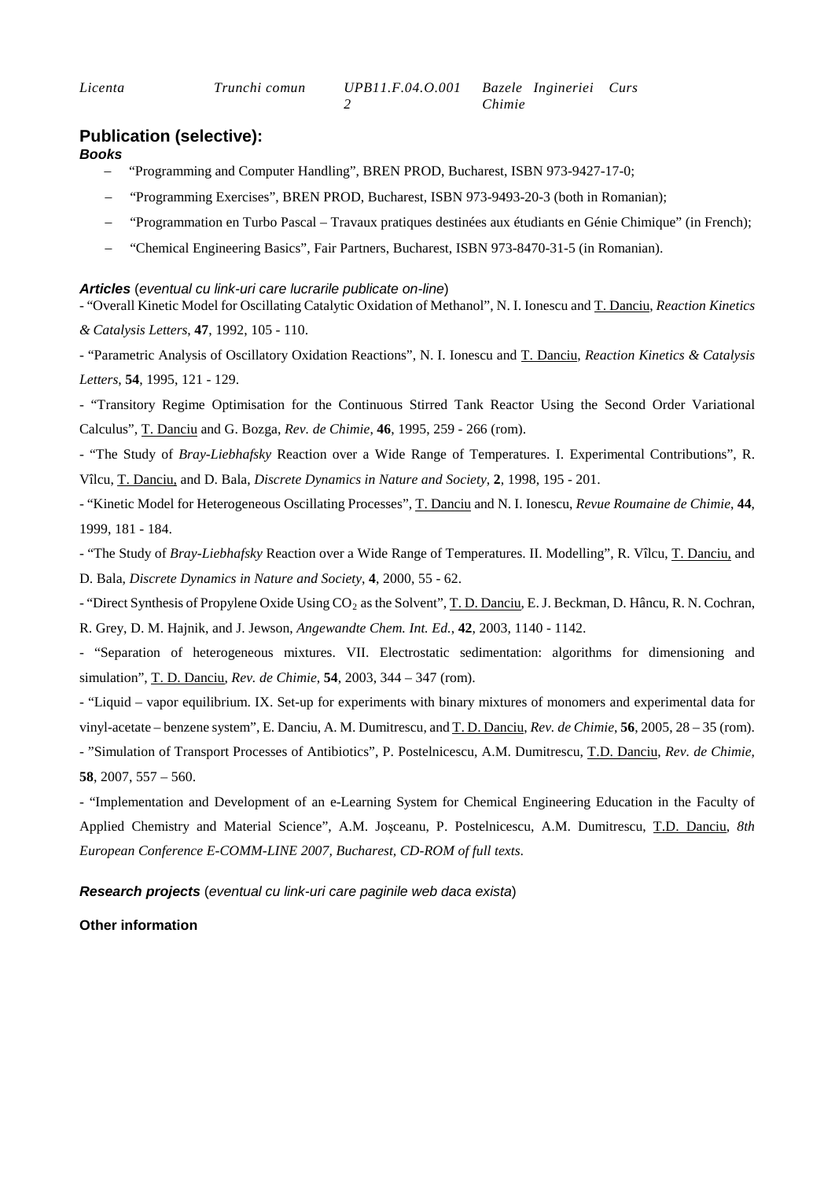| | | | | |
|---|---|---|---|---|
| *Licenta* | *Trunchi comun* | *UPB11.F.04.O.001 2* | *Bazele Ingineriei Chimie* | *Curs* |

## Publication (selective):

***Books***

- "Programming and Computer Handling", BREN PROD, Bucharest, ISBN 973-9427-17-0;
- "Programming Exercises", BREN PROD, Bucharest, ISBN 973-9493-20-3 (both in Romanian);
- "Programmation en Turbo Pascal – Travaux pratiques destinées aux étudiants en Génie Chimique" (in French);
- "Chemical Engineering Basics", Fair Partners, Bucharest, ISBN 973-8470-31-5 (in Romanian).

***Articles*** (*eventual cu link-uri care lucrarile publicate on-line*)

- "Overall Kinetic Model for Oscillating Catalytic Oxidation of Methanol", N. I. Ionescu and T. Danciu, *Reaction Kinetics & Catalysis Letters*, **47**, 1992, 105 - 110.

- "Parametric Analysis of Oscillatory Oxidation Reactions", N. I. Ionescu and T. Danciu, *Reaction Kinetics & Catalysis Letters*, **54**, 1995, 121 - 129.

- "Transitory Regime Optimisation for the Continuous Stirred Tank Reactor Using the Second Order Variational Calculus", T. Danciu and G. Bozga, *Rev. de Chimie*, **46**, 1995, 259 - 266 (rom).

- "The Study of *Bray-Liebhafsky* Reaction over a Wide Range of Temperatures. I. Experimental Contributions", R. Vîlcu, T. Danciu, and D. Bala, *Discrete Dynamics in Nature and Society*, **2**, 1998, 195 - 201.

- "Kinetic Model for Heterogeneous Oscillating Processes", T. Danciu and N. I. Ionescu, *Revue Roumaine de Chimie*, **44**, 1999, 181 - 184.

- "The Study of *Bray-Liebhafsky* Reaction over a Wide Range of Temperatures. II. Modelling", R. Vîlcu, T. Danciu, and D. Bala, *Discrete Dynamics in Nature and Society*, **4**, 2000, 55 - 62.

- "Direct Synthesis of Propylene Oxide Using $CO_2$ as the Solvent", T. D. Danciu, E. J. Beckman, D. Hâncu, R. N. Cochran, R. Grey, D. M. Hajnik, and J. Jewson, *Angewandte Chem. Int. Ed.*, **42**, 2003, 1140 - 1142.

- "Separation of heterogeneous mixtures. VII. Electrostatic sedimentation: algorithms for dimensioning and simulation", T. D. Danciu, *Rev. de Chimie*, **54**, 2003, 344 – 347 (rom).

- "Liquid – vapor equilibrium. IX. Set-up for experiments with binary mixtures of monomers and experimental data for vinyl-acetate – benzene system", E. Danciu, A. M. Dumitrescu, and T. D. Danciu, *Rev. de Chimie*, **56**, 2005, 28 – 35 (rom).

- "Simulation of Transport Processes of Antibiotics", P. Postelnicescu, A.M. Dumitrescu, T.D. Danciu, *Rev. de Chimie*, **58**, 2007, 557 – 560.

- "Implementation and Development of an e-Learning System for Chemical Engineering Education in the Faculty of Applied Chemistry and Material Science", A.M. Joşceanu, P. Postelnicescu, A.M. Dumitrescu, T.D. Danciu, *8th European Conference E-COMM-LINE 2007, Bucharest, CD-ROM of full texts.*

***Research projects*** (*eventual cu link-uri care paginile web daca exista*)

**Other information**